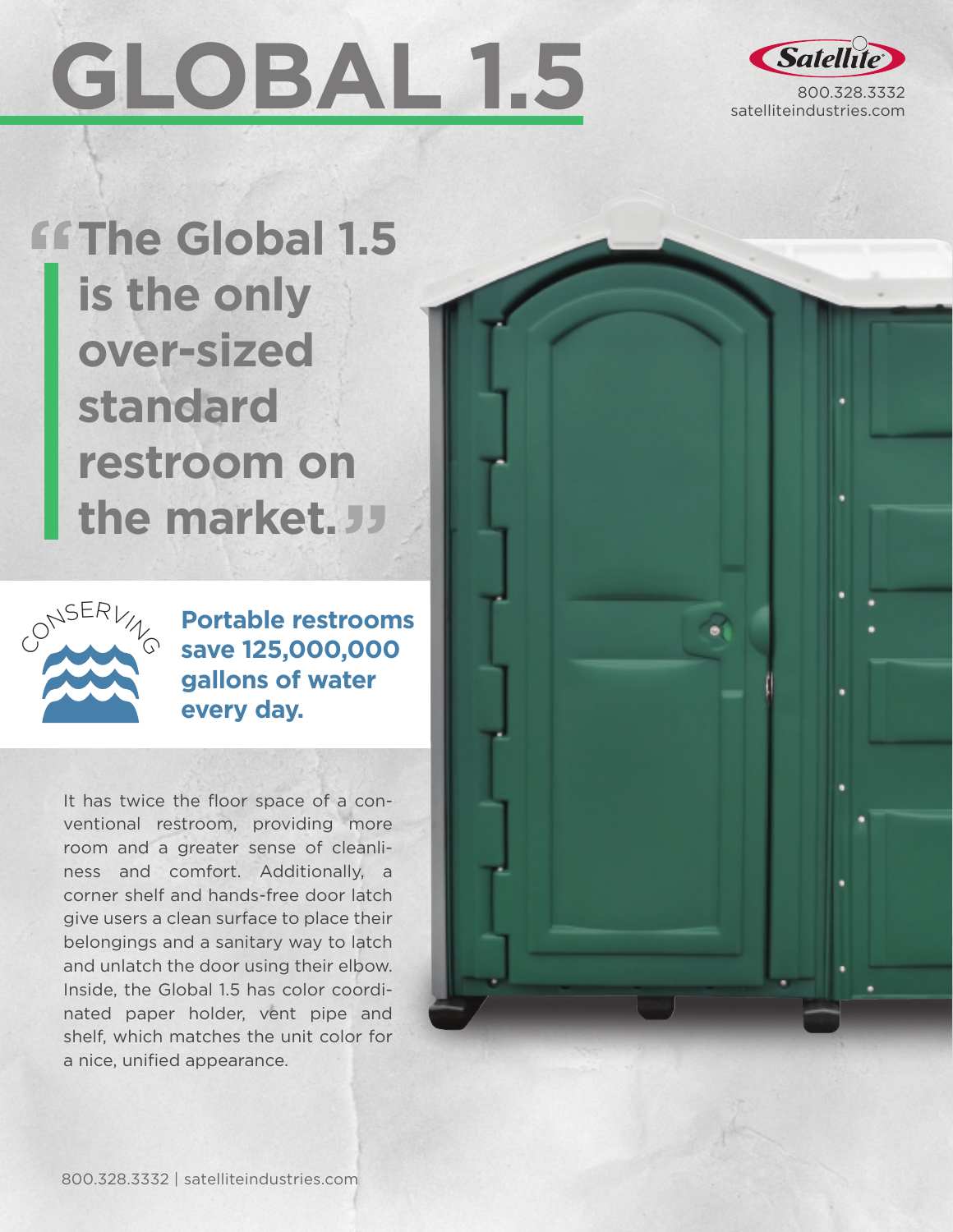# GLOBAL 1.5

Satellite
800.328.3332
satelliteindustries.com

> **"The Global 1.5 is the only over-sized standard restroom on the market."**

CONSERVING

**Portable restrooms save 125,000,000 gallons of water every day.**

It has twice the floor space of a conventional restroom, providing more room and a greater sense of cleanliness and comfort. Additionally, a corner shelf and hands-free door latch give users a clean surface to place their belongings and a sanitary way to latch and unlatch the door using their elbow. Inside, the Global 1.5 has color coordinated paper holder, vent pipe and shelf, which matches the unit color for a nice, unified appearance.

800.328.3332 | satelliteindustries.com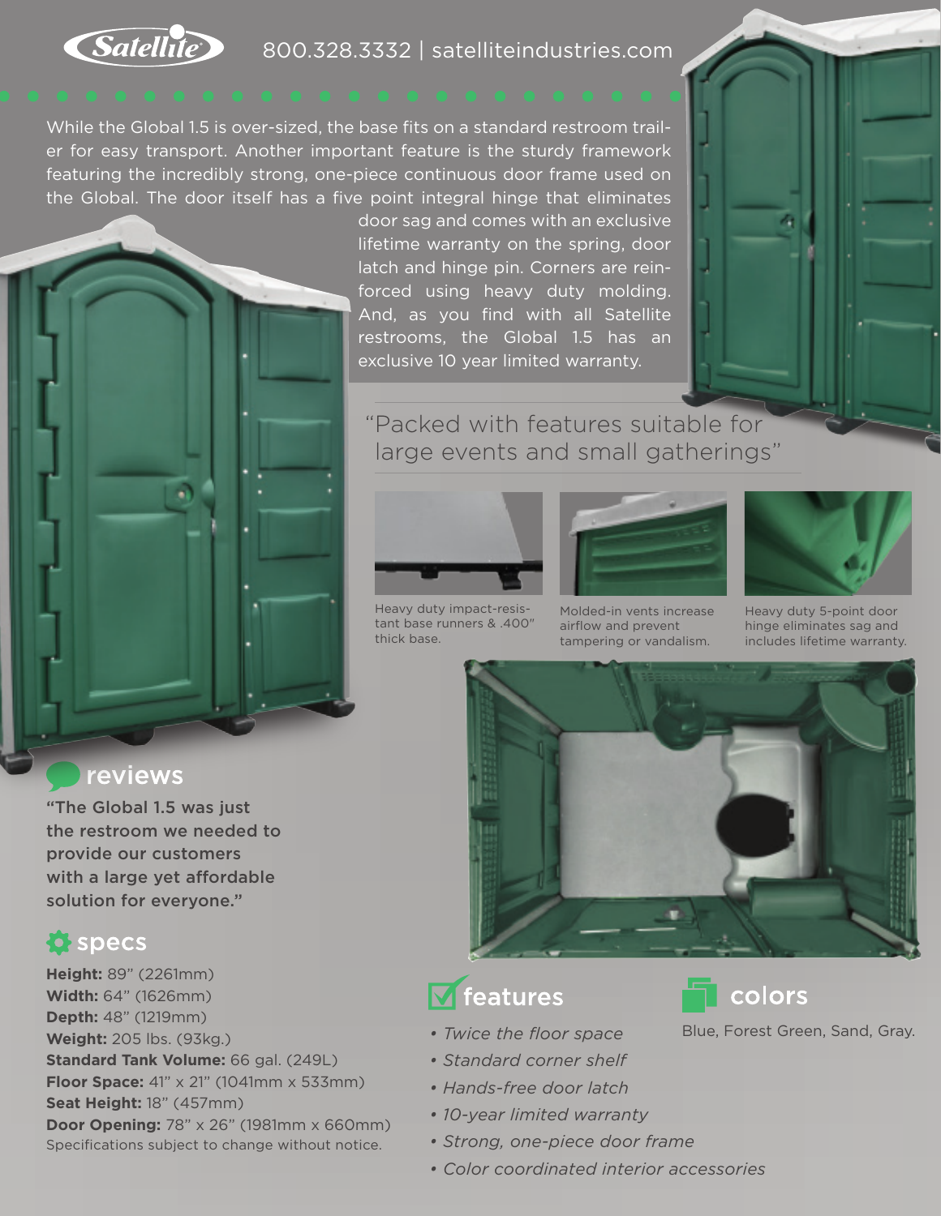Satellite 800.328.3332 | satelliteindustries.com

While the Global 1.5 is over-sized, the base fits on a standard restroom trailer for easy transport. Another important feature is the sturdy framework featuring the incredibly strong, one-piece continuous door frame used on the Global. The door itself has a five point integral hinge that eliminates door sag and comes with an exclusive lifetime warranty on the spring, door latch and hinge pin. Corners are reinforced using heavy duty molding. And, as you find with all Satellite restrooms, the Global 1.5 has an exclusive 10 year limited warranty.

"Packed with features suitable for large events and small gatherings"

Heavy duty impact-resistant base runners & .400" thick base.

Molded-in vents increase airflow and prevent tampering or vandalism.

Heavy duty 5-point door hinge eliminates sag and includes lifetime warranty.

## reviews

**"The Global 1.5 was just the restroom we needed to provide our customers with a large yet affordable solution for everyone."**

## specs

**Height:** 89" (2261mm)
**Width:** 64" (1626mm)
**Depth:** 48" (1219mm)
**Weight:** 205 lbs. (93kg.)
**Standard Tank Volume:** 66 gal. (249L)
**Floor Space:** 41" x 21" (1041mm x 533mm)
**Seat Height:** 18" (457mm)
**Door Opening:** 78" x 26" (1981mm x 660mm)
Specifications subject to change without notice.

## features

- *Twice the floor space*
- *Standard corner shelf*
- *Hands-free door latch*
- *10-year limited warranty*
- *Strong, one-piece door frame*
- *Color coordinated interior accessories*

## colors

Blue, Forest Green, Sand, Gray.